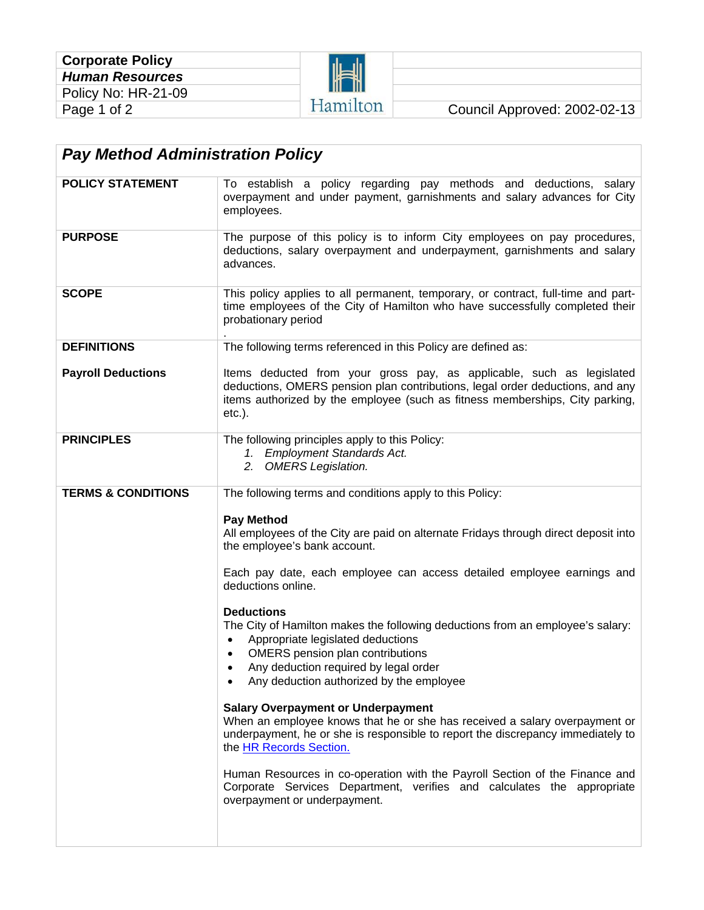| Corporate Policy | | |
| --- | --- | --- |
| ***Human Resources*** | | |
| Policy No: HR-21-09 | | |
| | | Council Approved: 2002-02-13 |

## *Pay Method Administration Policy*

| | |
| --- | --- |
| **POLICY STATEMENT** | To establish a policy regarding pay methods and deductions, salary overpayment and under payment, garnishments and salary advances for City employees. |
| **PURPOSE** | The purpose of this policy is to inform City employees on pay procedures, deductions, salary overpayment and underpayment, garnishments and salary advances. |
| **SCOPE** | This policy applies to all permanent, temporary, or contract, full-time and part-time employees of the City of Hamilton who have successfully completed their probationary period . |
| **DEFINITIONS** | The following terms referenced in this Policy are defined as: |
| **Payroll Deductions** | Items deducted from your gross pay, as applicable, such as legislated deductions, OMERS pension plan contributions, legal order deductions, and any items authorized by the employee (such as fitness memberships, City parking, etc.). |
| **PRINCIPLES** | The following principles apply to this Policy:<br>1. *Employment Standards Act.*<br>2. *OMERS Legislation.* |
| **TERMS & CONDITIONS** | The following terms and conditions apply to this Policy:<br><br>**Pay Method**<br>All employees of the City are paid on alternate Fridays through direct deposit into the employee's bank account.<br><br>Each pay date, each employee can access detailed employee earnings and deductions online.<br><br>**Deductions**<br>The City of Hamilton makes the following deductions from an employee's salary:<br>• Appropriate legislated deductions<br>• OMERS pension plan contributions<br>• Any deduction required by legal order<br>• Any deduction authorized by the employee<br><br>**Salary Overpayment or Underpayment**<br>When an employee knows that he or she has received a salary overpayment or underpayment, he or she is responsible to report the discrepancy immediately to the HR Records Section.<br><br>Human Resources in co-operation with the Payroll Section of the Finance and Corporate Services Department, verifies and calculates the appropriate overpayment or underpayment. |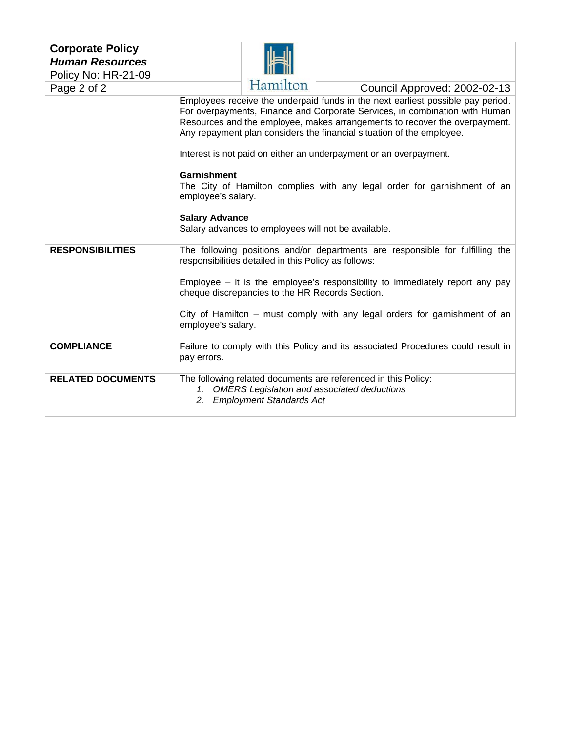| | |
|---|---|
| | Employees receive the underpaid funds in the next earliest possible pay period. For overpayments, Finance and Corporate Services, in combination with Human Resources and the employee, makes arrangements to recover the overpayment. Any repayment plan considers the financial situation of the employee.<br><br>Interest is not paid on either an underpayment or an overpayment.<br><br>**Garnishment**<br>The City of Hamilton complies with any legal order for garnishment of an employee's salary.<br><br>**Salary Advance**<br>Salary advances to employees will not be available. |
| **RESPONSIBILITIES** | The following positions and/or departments are responsible for fulfilling the responsibilities detailed in this Policy as follows:<br><br>Employee – it is the employee's responsibility to immediately report any pay cheque discrepancies to the HR Records Section.<br><br>City of Hamilton – must comply with any legal orders for garnishment of an employee's salary. |
| **COMPLIANCE** | Failure to comply with this Policy and its associated Procedures could result in pay errors. |
| **RELATED DOCUMENTS** | The following related documents are referenced in this Policy:<br>1. *OMERS Legislation and associated deductions*<br>2. *Employment Standards Act* |